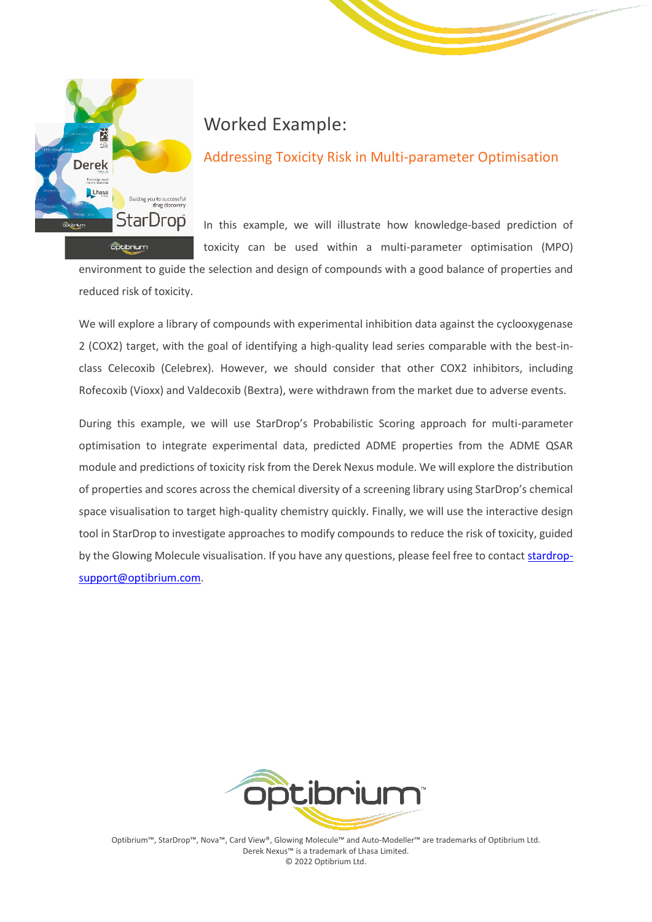# Worked Example:

## Addressing Toxicity Risk in Multi-parameter Optimisation

In this example, we will illustrate how knowledge-based prediction of toxicity can be used within a multi-parameter optimisation (MPO) environment to guide the selection and design of compounds with a good balance of properties and reduced risk of toxicity.

We will explore a library of compounds with experimental inhibition data against the cyclooxygenase 2 (COX2) target, with the goal of identifying a high-quality lead series comparable with the best-in-class Celecoxib (Celebrex). However, we should consider that other COX2 inhibitors, including Rofecoxib (Vioxx) and Valdecoxib (Bextra), were withdrawn from the market due to adverse events.

During this example, we will use StarDrop's Probabilistic Scoring approach for multi-parameter optimisation to integrate experimental data, predicted ADME properties from the ADME QSAR module and predictions of toxicity risk from the Derek Nexus module. We will explore the distribution of properties and scores across the chemical diversity of a screening library using StarDrop's chemical space visualisation to target high-quality chemistry quickly. Finally, we will use the interactive design tool in StarDrop to investigate approaches to modify compounds to reduce the risk of toxicity, guided by the Glowing Molecule visualisation. If you have any questions, please feel free to contact [stardrop-support@optibrium.com](mailto:stardrop-support@optibrium.com).

Optibrium™, StarDrop™, Nova™, Card View®, Glowing Molecule™ and Auto-Modeller™ are trademarks of Optibrium Ltd.
Derek Nexus™ is a trademark of Lhasa Limited.
© 2022 Optibrium Ltd.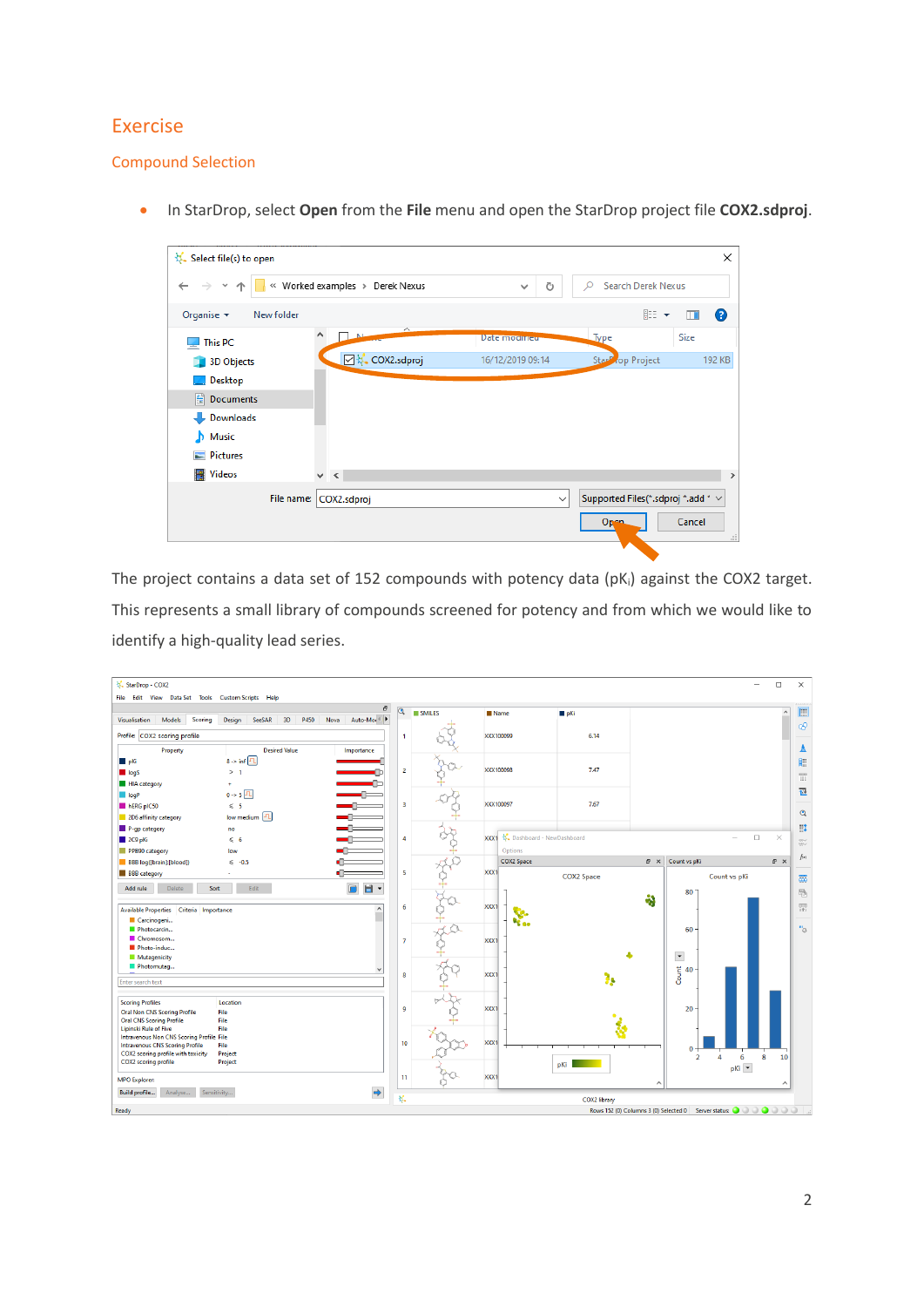# Exercise

## Compound Selection

- In StarDrop, select **Open** from the **File** menu and open the StarDrop project file **COX2.sdproj**.

The project contains a data set of 152 compounds with potency data (p$K_i$) against the COX2 target. This represents a small library of compounds screened for potency and from which we would like to identify a high-quality lead series.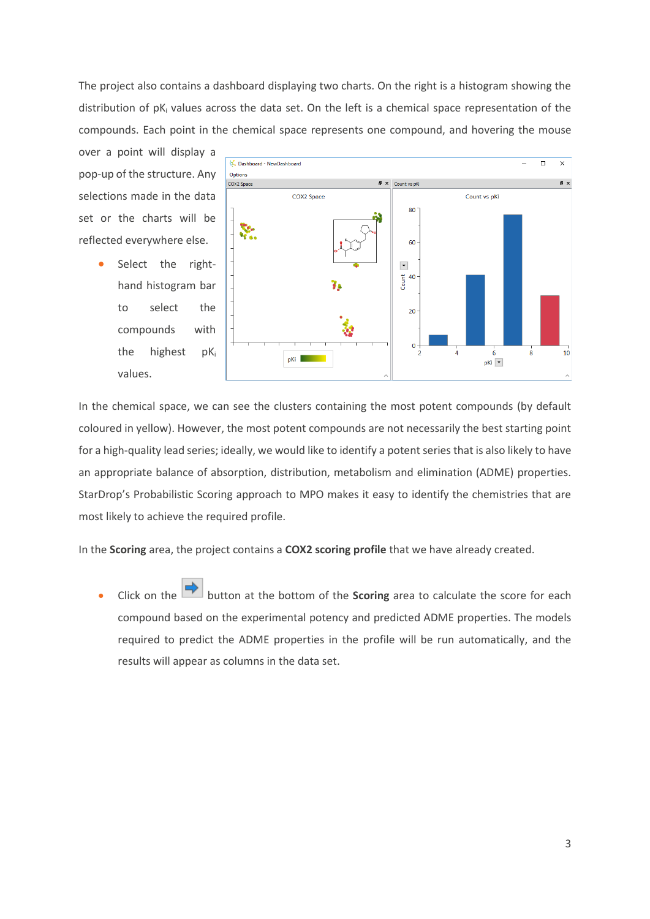The project also contains a dashboard displaying two charts. On the right is a histogram showing the distribution of $pK_i$ values across the data set. On the left is a chemical space representation of the compounds. Each point in the chemical space represents one compound, and hovering the mouse over a point will display a pop-up of the structure. Any selections made in the data set or the charts will be reflected everywhere else.

- Select the right-hand histogram bar to select the compounds with the highest $pK_i$ values.

In the chemical space, we can see the clusters containing the most potent compounds (by default coloured in yellow). However, the most potent compounds are not necessarily the best starting point for a high-quality lead series; ideally, we would like to identify a potent series that is also likely to have an appropriate balance of absorption, distribution, metabolism and elimination (ADME) properties. StarDrop's Probabilistic Scoring approach to MPO makes it easy to identify the chemistries that are most likely to achieve the required profile.

In the **Scoring** area, the project contains a **COX2 scoring profile** that we have already created.

- Click on the button at the bottom of the **Scoring** area to calculate the score for each compound based on the experimental potency and predicted ADME properties. The models required to predict the ADME properties in the profile will be run automatically, and the results will appear as columns in the data set.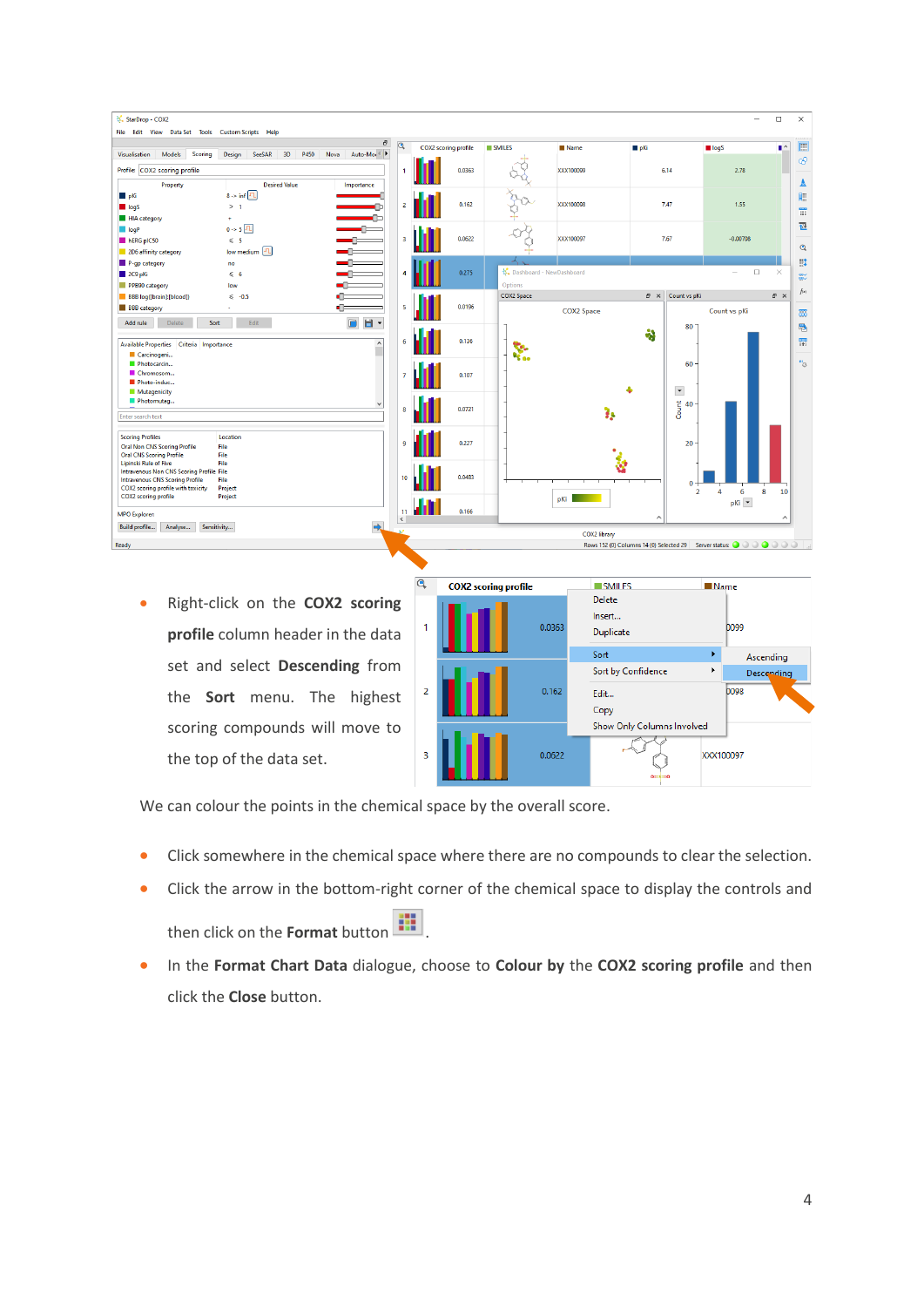- Right-click on the **COX2 scoring profile** column header in the data set and select **Descending** from the **Sort** menu. The highest scoring compounds will move to the top of the data set.

We can colour the points in the chemical space by the overall score.

- Click somewhere in the chemical space where there are no compounds to clear the selection.
- Click the arrow in the bottom-right corner of the chemical space to display the controls and then click on the **Format** button .
- In the **Format Chart Data** dialogue, choose to **Colour by** the **COX2 scoring profile** and then click the **Close** button.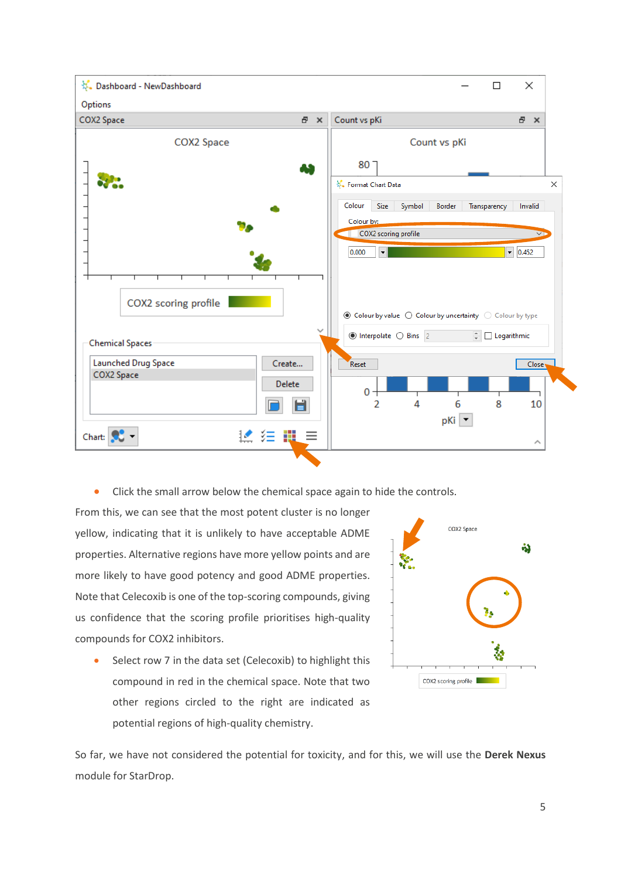- Click the small arrow below the chemical space again to hide the controls.

From this, we can see that the most potent cluster is no longer yellow, indicating that it is unlikely to have acceptable ADME properties. Alternative regions have more yellow points and are more likely to have good potency and good ADME properties. Note that Celecoxib is one of the top-scoring compounds, giving us confidence that the scoring profile prioritises high-quality compounds for COX2 inhibitors.

- Select row 7 in the data set (Celecoxib) to highlight this compound in red in the chemical space. Note that two other regions circled to the right are indicated as potential regions of high-quality chemistry.

So far, we have not considered the potential for toxicity, and for this, we will use the **Derek Nexus** module for StarDrop.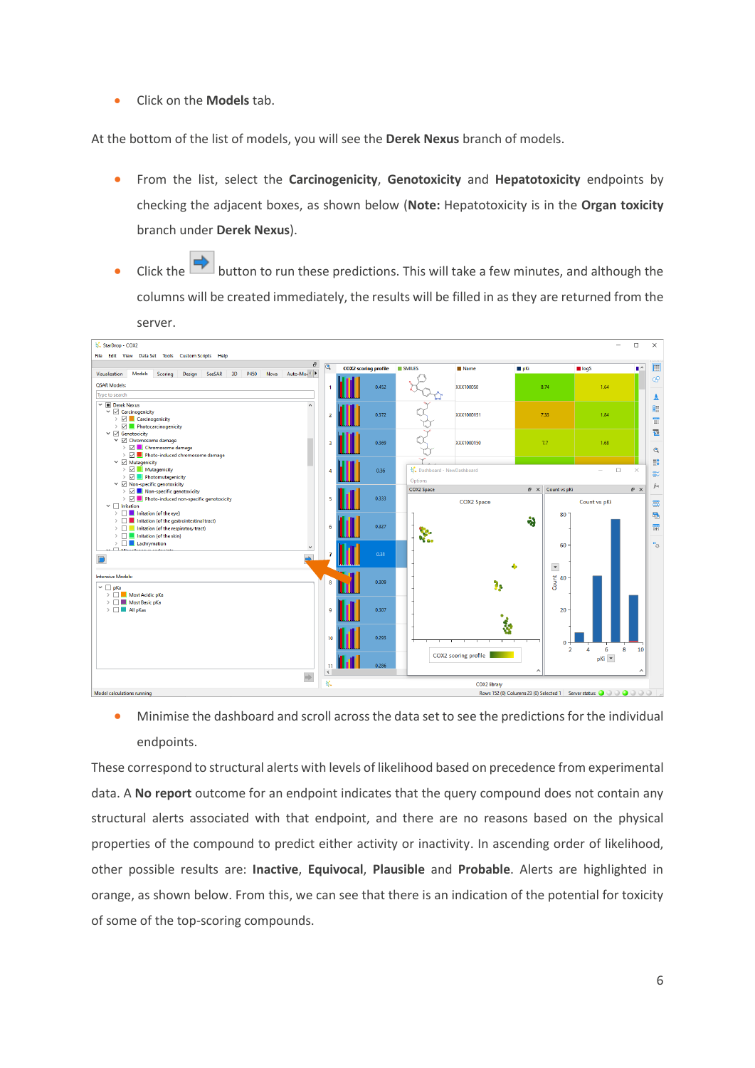- Click on the **Models** tab.

At the bottom of the list of models, you will see the **Derek Nexus** branch of models.

- From the list, select the **Carcinogenicity**, **Genotoxicity** and **Hepatotoxicity** endpoints by checking the adjacent boxes, as shown below (**Note:** Hepatotoxicity is in the **Organ toxicity** branch under **Derek Nexus**).
- Click the button to run these predictions. This will take a few minutes, and although the columns will be created immediately, the results will be filled in as they are returned from the server.

- Minimise the dashboard and scroll across the data set to see the predictions for the individual endpoints.

These correspond to structural alerts with levels of likelihood based on precedence from experimental data. A **No report** outcome for an endpoint indicates that the query compound does not contain any structural alerts associated with that endpoint, and there are no reasons based on the physical properties of the compound to predict either activity or inactivity. In ascending order of likelihood, other possible results are: **Inactive**, **Equivocal**, **Plausible** and **Probable**. Alerts are highlighted in orange, as shown below. From this, we can see that there is an indication of the potential for toxicity of some of the top-scoring compounds.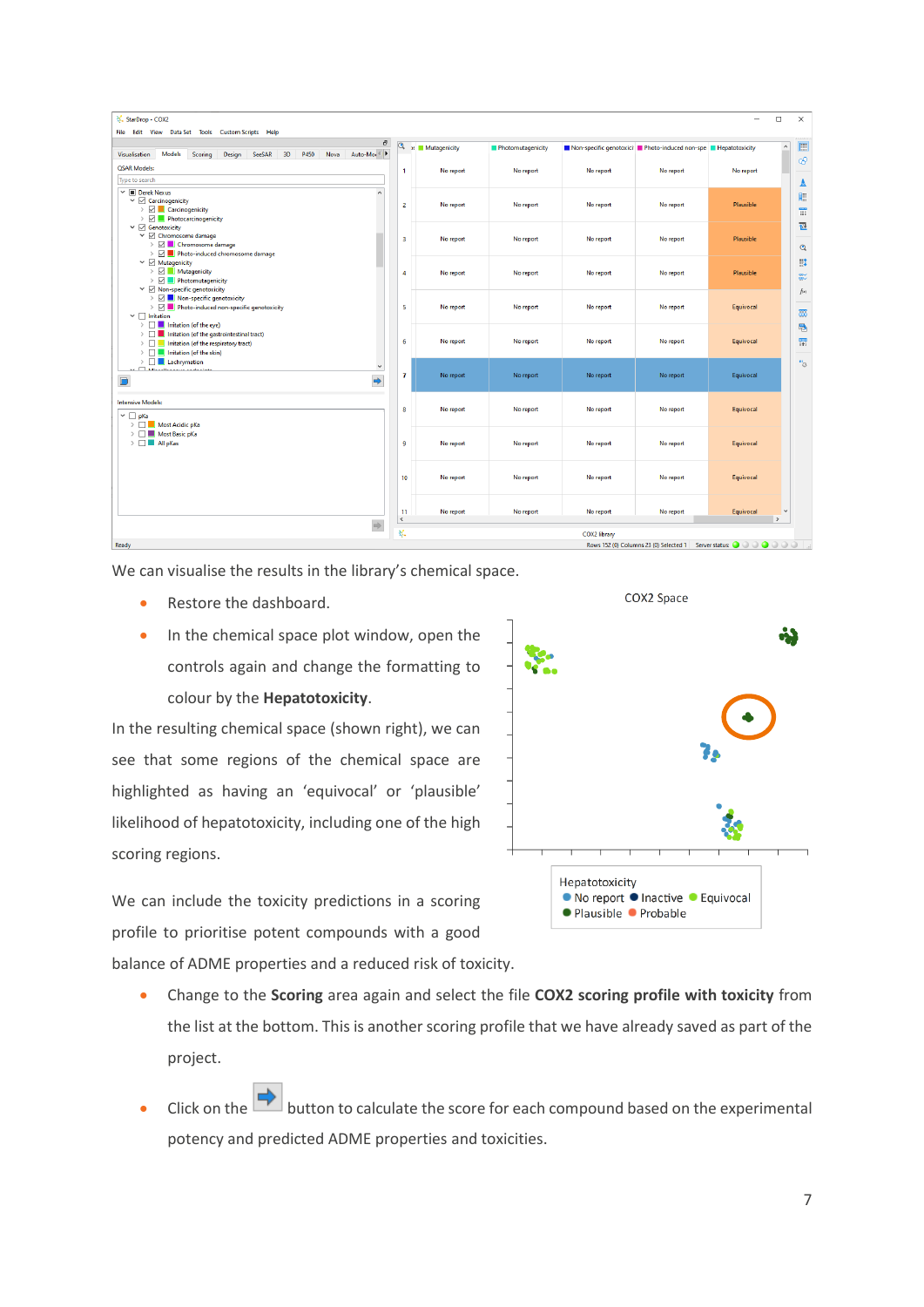We can visualise the results in the library's chemical space.

- Restore the dashboard.
- In the chemical space plot window, open the controls again and change the formatting to colour by the **Hepatotoxicity**.

In the resulting chemical space (shown right), we can see that some regions of the chemical space are highlighted as having an 'equivocal' or 'plausible' likelihood of hepatotoxicity, including one of the high scoring regions.

We can include the toxicity predictions in a scoring profile to prioritise potent compounds with a good balance of ADME properties and a reduced risk of toxicity.

- Change to the **Scoring** area again and select the file **COX2 scoring profile with toxicity** from the list at the bottom. This is another scoring profile that we have already saved as part of the project.
- Click on the button to calculate the score for each compound based on the experimental potency and predicted ADME properties and toxicities.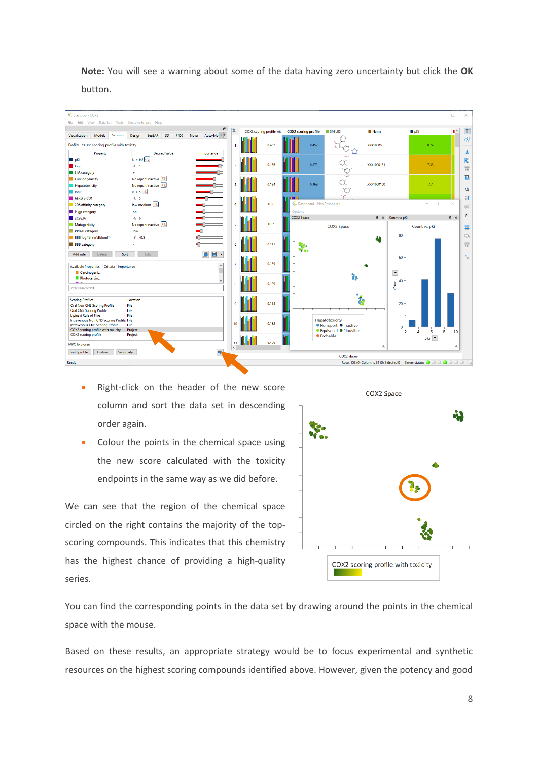**Note:** You will see a warning about some of the data having zero uncertainty but click the **OK** button.

- Right-click on the header of the new score column and sort the data set in descending order again.
- Colour the points in the chemical space using the new score calculated with the toxicity endpoints in the same way as we did before.

We can see that the region of the chemical space circled on the right contains the majority of the top-scoring compounds. This indicates that this chemistry has the highest chance of providing a high-quality series.

You can find the corresponding points in the data set by drawing around the points in the chemical space with the mouse.

Based on these results, an appropriate strategy would be to focus experimental and synthetic resources on the highest scoring compounds identified above. However, given the potency and good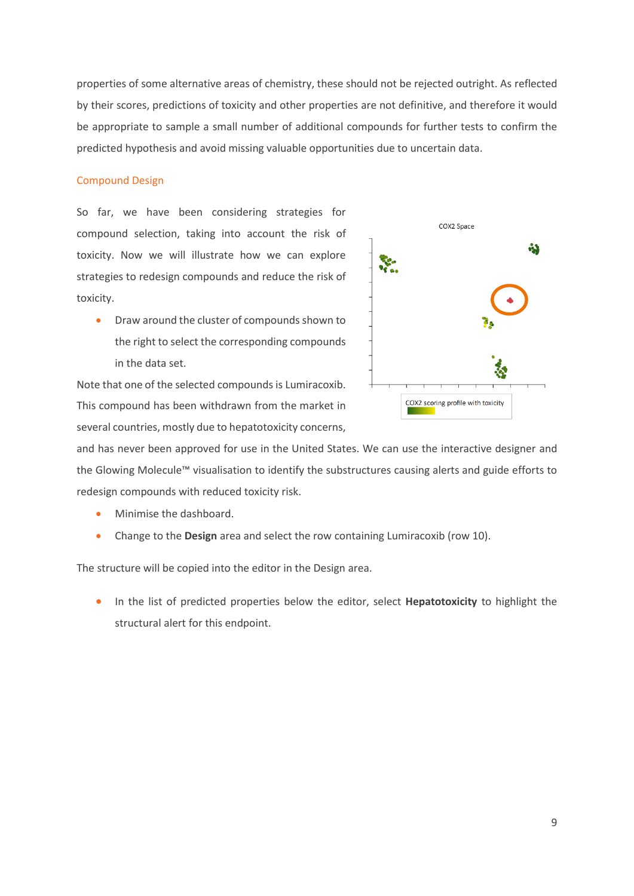properties of some alternative areas of chemistry, these should not be rejected outright. As reflected by their scores, predictions of toxicity and other properties are not definitive, and therefore it would be appropriate to sample a small number of additional compounds for further tests to confirm the predicted hypothesis and avoid missing valuable opportunities due to uncertain data.

## Compound Design

So far, we have been considering strategies for compound selection, taking into account the risk of toxicity. Now we will illustrate how we can explore strategies to redesign compounds and reduce the risk of toxicity.

- Draw around the cluster of compounds shown to the right to select the corresponding compounds in the data set.

Note that one of the selected compounds is Lumiracoxib. This compound has been withdrawn from the market in several countries, mostly due to hepatotoxicity concerns, and has never been approved for use in the United States. We can use the interactive designer and the Glowing Molecule™ visualisation to identify the substructures causing alerts and guide efforts to redesign compounds with reduced toxicity risk.

- Minimise the dashboard.
- Change to the **Design** area and select the row containing Lumiracoxib (row 10).

The structure will be copied into the editor in the Design area.

- In the list of predicted properties below the editor, select **Hepatotoxicity** to highlight the structural alert for this endpoint.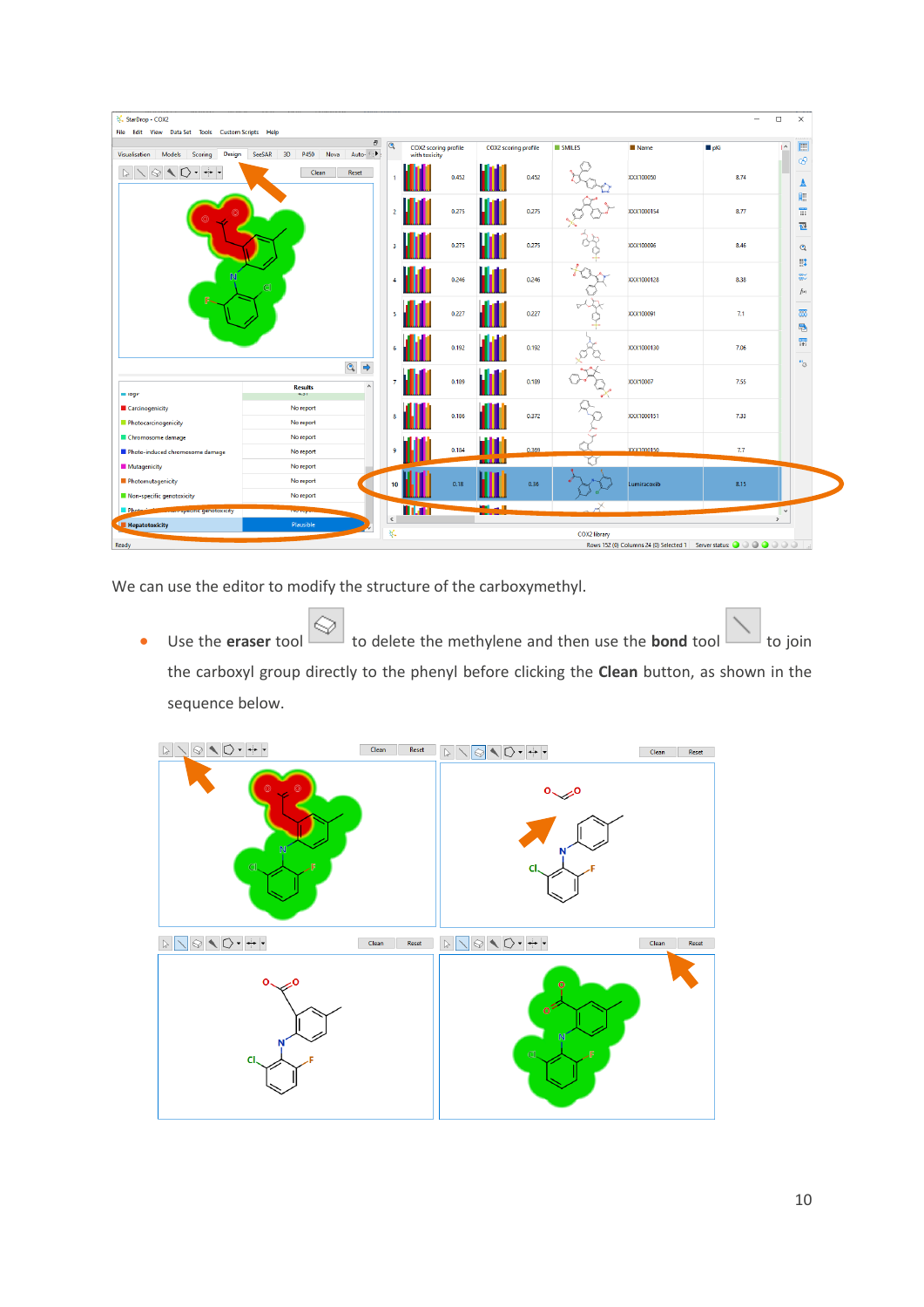We can use the editor to modify the structure of the carboxymethyl.

- Use the **eraser** tool to delete the methylene and then use the **bond** tool to join the carboxyl group directly to the phenyl before clicking the **Clean** button, as shown in the sequence below.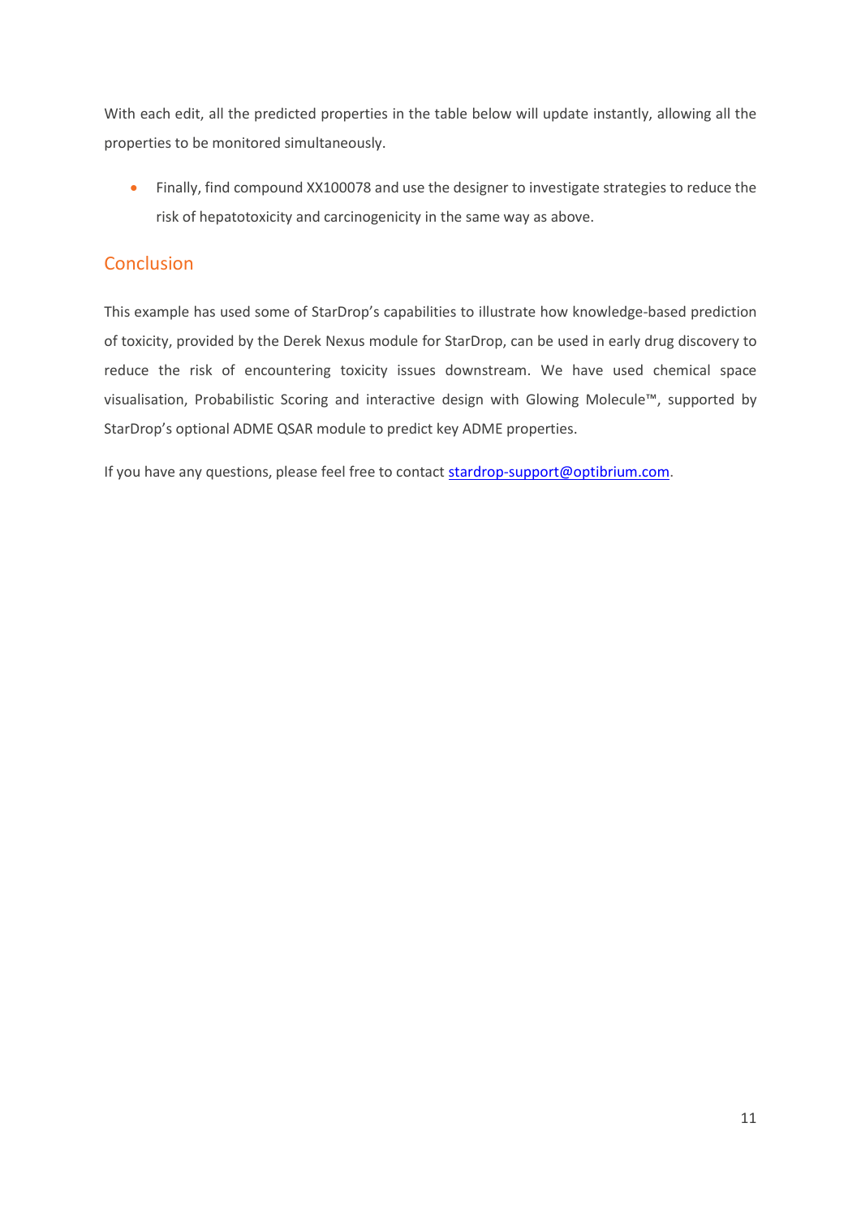With each edit, all the predicted properties in the table below will update instantly, allowing all the properties to be monitored simultaneously.

- Finally, find compound XX100078 and use the designer to investigate strategies to reduce the risk of hepatotoxicity and carcinogenicity in the same way as above.

## Conclusion

This example has used some of StarDrop's capabilities to illustrate how knowledge-based prediction of toxicity, provided by the Derek Nexus module for StarDrop, can be used in early drug discovery to reduce the risk of encountering toxicity issues downstream. We have used chemical space visualisation, Probabilistic Scoring and interactive design with Glowing Molecule™, supported by StarDrop's optional ADME QSAR module to predict key ADME properties.

If you have any questions, please feel free to contact stardrop-support@optibrium.com.